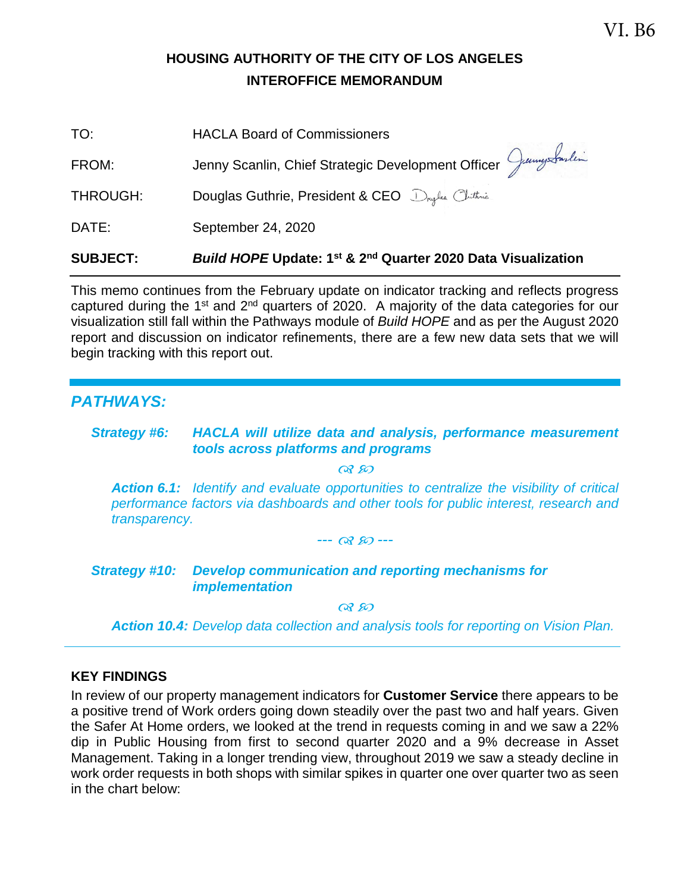VI. B6

# HOUSING AUTHORITY OF THE CITY OF LOS ANGELES
## INTEROFFICE MEMORANDUM

TO: HACLA Board of Commissioners

FROM: Jenny Scanlin, Chief Strategic Development Officer

THROUGH: Douglas Guthrie, President & CEO

DATE: September 24, 2020

**SUBJECT:** ***Build HOPE*** **Update: 1st & 2nd Quarter 2020 Data Visualization**

---

This memo continues from the February update on indicator tracking and reflects progress captured during the 1st and 2nd quarters of 2020. A majority of the data categories for our visualization still fall within the Pathways module of *Build HOPE* and as per the August 2020 report and discussion on indicator refinements, there are a few new data sets that we will begin tracking with this report out.

---

## *PATHWAYS:*

***Strategy #6: HACLA will utilize data and analysis, performance measurement tools across platforms and programs***

***Action 6.1:*** *Identify and evaluate opportunities to centralize the visibility of critical performance factors via dashboards and other tools for public interest, research and transparency.*

***Strategy #10: Develop communication and reporting mechanisms for implementation***

***Action 10.4:*** *Develop data collection and analysis tools for reporting on Vision Plan.*

---

### KEY FINDINGS

In review of our property management indicators for **Customer Service** there appears to be a positive trend of Work orders going down steadily over the past two and half years. Given the Safer At Home orders, we looked at the trend in requests coming in and we saw a 22% dip in Public Housing from first to second quarter 2020 and a 9% decrease in Asset Management. Taking in a longer trending view, throughout 2019 we saw a steady decline in work order requests in both shops with similar spikes in quarter one over quarter two as seen in the chart below: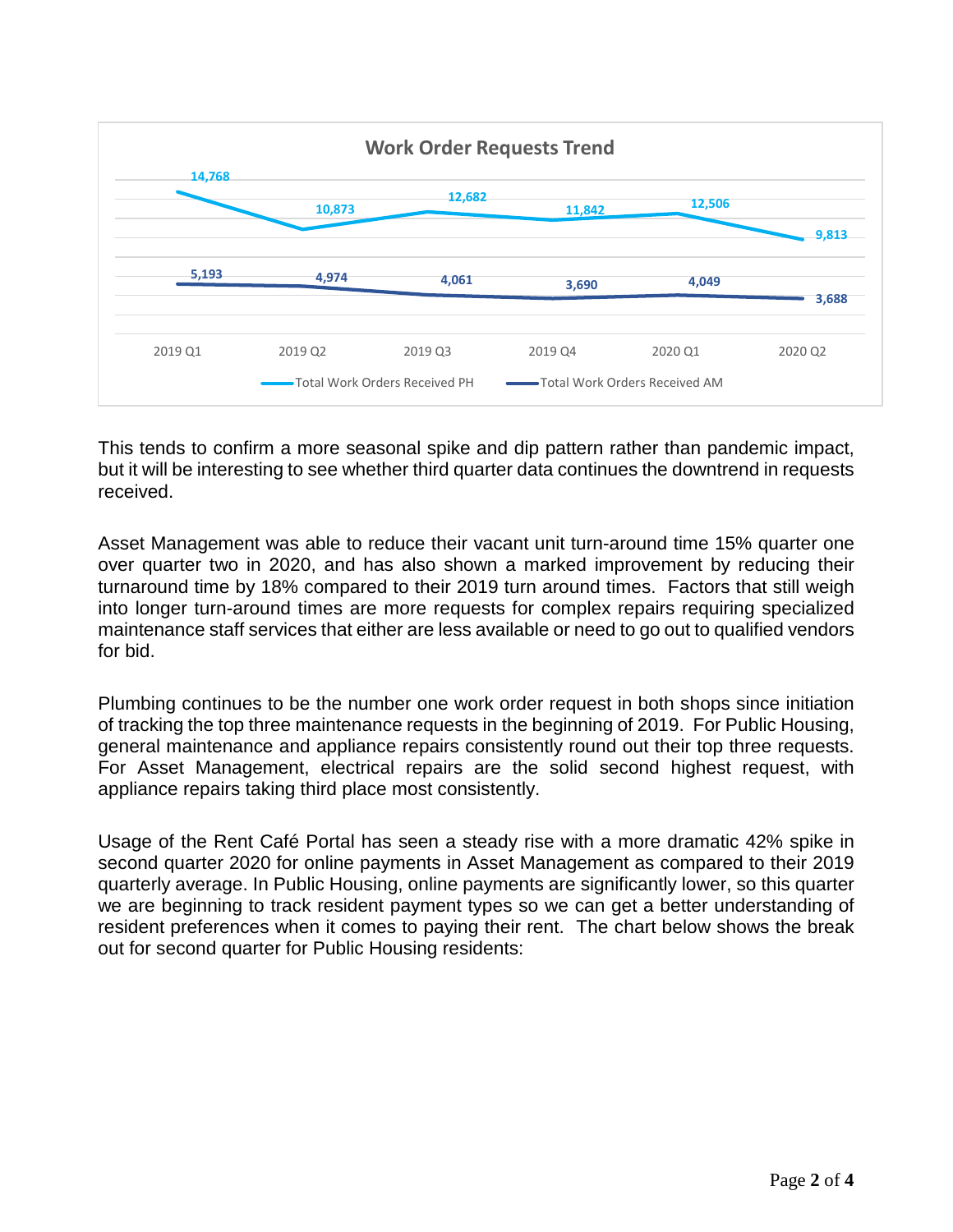**Work Order Requests Trend**

| | 2019 Q1 | 2019 Q2 | 2019 Q3 | 2019 Q4 | 2020 Q1 | 2020 Q2 |
|---|---|---|---|---|---|---|
| Total Work Orders Received PH | 14,768 | 10,873 | 12,682 | 11,842 | 12,506 | 9,813 |
| Total Work Orders Received AM | 5,193 | 4,974 | 4,061 | 3,690 | 4,049 | 3,688 |

This tends to confirm a more seasonal spike and dip pattern rather than pandemic impact, but it will be interesting to see whether third quarter data continues the downtrend in requests received.

Asset Management was able to reduce their vacant unit turn-around time 15% quarter one over quarter two in 2020, and has also shown a marked improvement by reducing their turnaround time by 18% compared to their 2019 turn around times. Factors that still weigh into longer turn-around times are more requests for complex repairs requiring specialized maintenance staff services that either are less available or need to go out to qualified vendors for bid.

Plumbing continues to be the number one work order request in both shops since initiation of tracking the top three maintenance requests in the beginning of 2019. For Public Housing, general maintenance and appliance repairs consistently round out their top three requests. For Asset Management, electrical repairs are the solid second highest request, with appliance repairs taking third place most consistently.

Usage of the Rent Café Portal has seen a steady rise with a more dramatic 42% spike in second quarter 2020 for online payments in Asset Management as compared to their 2019 quarterly average. In Public Housing, online payments are significantly lower, so this quarter we are beginning to track resident payment types so we can get a better understanding of resident preferences when it comes to paying their rent. The chart below shows the break out for second quarter for Public Housing residents: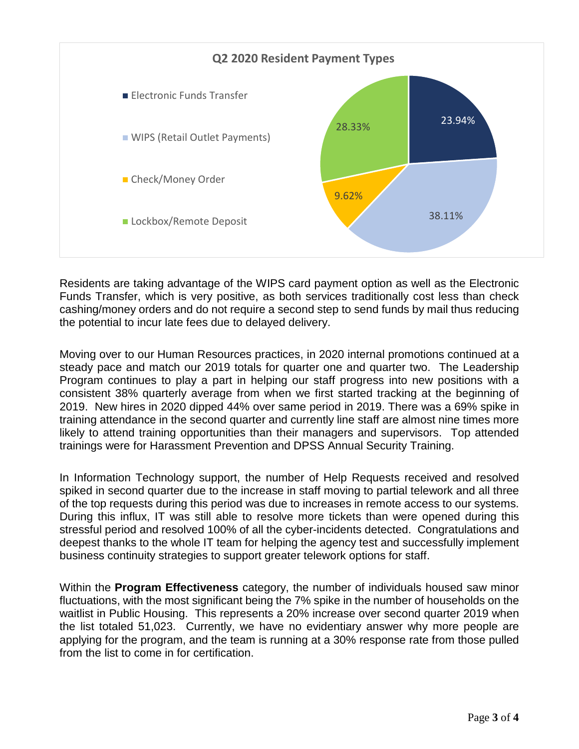**Q2 2020 Resident Payment Types**

| Payment Type | Percentage |
| --- | --- |
| Electronic Funds Transfer | 23.94% |
| WIPS (Retail Outlet Payments) | 38.11% |
| Check/Money Order | 9.62% |
| Lockbox/Remote Deposit | 28.33% |

Residents are taking advantage of the WIPS card payment option as well as the Electronic Funds Transfer, which is very positive, as both services traditionally cost less than check cashing/money orders and do not require a second step to send funds by mail thus reducing the potential to incur late fees due to delayed delivery.

Moving over to our Human Resources practices, in 2020 internal promotions continued at a steady pace and match our 2019 totals for quarter one and quarter two. The Leadership Program continues to play a part in helping our staff progress into new positions with a consistent 38% quarterly average from when we first started tracking at the beginning of 2019. New hires in 2020 dipped 44% over same period in 2019. There was a 69% spike in training attendance in the second quarter and currently line staff are almost nine times more likely to attend training opportunities than their managers and supervisors. Top attended trainings were for Harassment Prevention and DPSS Annual Security Training.

In Information Technology support, the number of Help Requests received and resolved spiked in second quarter due to the increase in staff moving to partial telework and all three of the top requests during this period was due to increases in remote access to our systems. During this influx, IT was still able to resolve more tickets than were opened during this stressful period and resolved 100% of all the cyber-incidents detected. Congratulations and deepest thanks to the whole IT team for helping the agency test and successfully implement business continuity strategies to support greater telework options for staff.

Within the **Program Effectiveness** category, the number of individuals housed saw minor fluctuations, with the most significant being the 7% spike in the number of households on the waitlist in Public Housing. This represents a 20% increase over second quarter 2019 when the list totaled 51,023. Currently, we have no evidentiary answer why more people are applying for the program, and the team is running at a 30% response rate from those pulled from the list to come in for certification.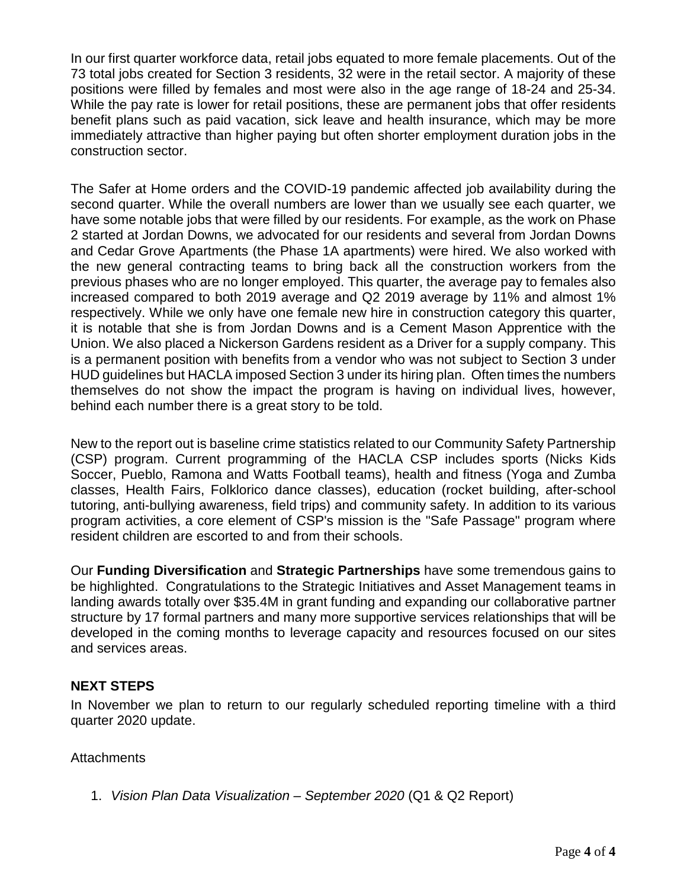In our first quarter workforce data, retail jobs equated to more female placements. Out of the 73 total jobs created for Section 3 residents, 32 were in the retail sector. A majority of these positions were filled by females and most were also in the age range of 18-24 and 25-34. While the pay rate is lower for retail positions, these are permanent jobs that offer residents benefit plans such as paid vacation, sick leave and health insurance, which may be more immediately attractive than higher paying but often shorter employment duration jobs in the construction sector.

The Safer at Home orders and the COVID-19 pandemic affected job availability during the second quarter. While the overall numbers are lower than we usually see each quarter, we have some notable jobs that were filled by our residents. For example, as the work on Phase 2 started at Jordan Downs, we advocated for our residents and several from Jordan Downs and Cedar Grove Apartments (the Phase 1A apartments) were hired. We also worked with the new general contracting teams to bring back all the construction workers from the previous phases who are no longer employed. This quarter, the average pay to females also increased compared to both 2019 average and Q2 2019 average by 11% and almost 1% respectively. While we only have one female new hire in construction category this quarter, it is notable that she is from Jordan Downs and is a Cement Mason Apprentice with the Union. We also placed a Nickerson Gardens resident as a Driver for a supply company. This is a permanent position with benefits from a vendor who was not subject to Section 3 under HUD guidelines but HACLA imposed Section 3 under its hiring plan. Often times the numbers themselves do not show the impact the program is having on individual lives, however, behind each number there is a great story to be told.

New to the report out is baseline crime statistics related to our Community Safety Partnership (CSP) program. Current programming of the HACLA CSP includes sports (Nicks Kids Soccer, Pueblo, Ramona and Watts Football teams), health and fitness (Yoga and Zumba classes, Health Fairs, Folklorico dance classes), education (rocket building, after-school tutoring, anti-bullying awareness, field trips) and community safety. In addition to its various program activities, a core element of CSP's mission is the "Safe Passage" program where resident children are escorted to and from their schools.

Our **Funding Diversification** and **Strategic Partnerships** have some tremendous gains to be highlighted. Congratulations to the Strategic Initiatives and Asset Management teams in landing awards totally over $35.4M in grant funding and expanding our collaborative partner structure by 17 formal partners and many more supportive services relationships that will be developed in the coming months to leverage capacity and resources focused on our sites and services areas.

## NEXT STEPS

In November we plan to return to our regularly scheduled reporting timeline with a third quarter 2020 update.

Attachments

1. *Vision Plan Data Visualization – September 2020* (Q1 & Q2 Report)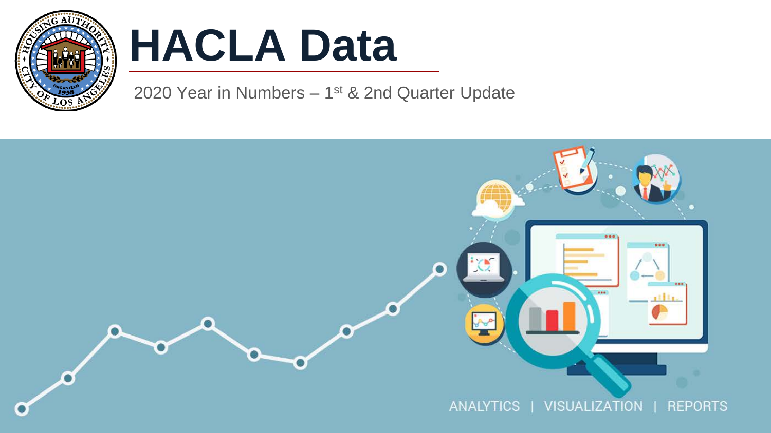# HACLA Data

2020 Year in Numbers – 1st & 2nd Quarter Update

ANALYTICS | VISUALIZATION | REPORTS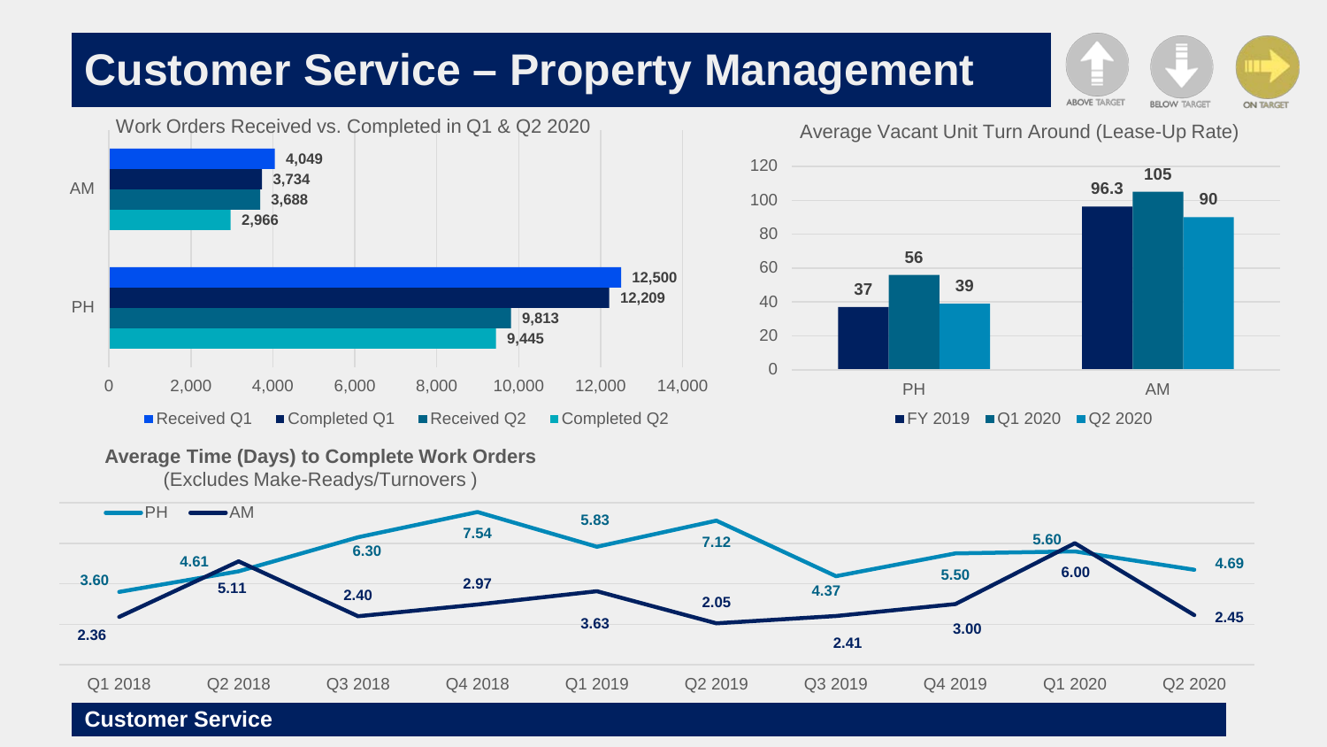# Customer Service – Property Management

ABOVE TARGET | BELOW TARGET | ON TARGET

## Work Orders Received vs. Completed in Q1 & Q2 2020

| | Received Q1 | Completed Q1 | Received Q2 | Completed Q2 |
|---|---|---|---|---|
| AM | 4,049 | 3,734 | 3,688 | 2,966 |
| PH | 12,500 | 12,209 | 9,813 | 9,445 |

## Average Vacant Unit Turn Around (Lease-Up Rate)

| | FY 2019 | Q1 2020 | Q2 2020 |
|---|---|---|---|
| PH | 37 | 56 | 39 |
| AM | 96.3 | 105 | 90 |

## Average Time (Days) to Complete Work Orders

(Excludes Make-Readys/Turnovers )

| | Q1 2018 | Q2 2018 | Q3 2018 | Q4 2018 | Q1 2019 | Q2 2019 | Q3 2019 | Q4 2019 | Q1 2020 | Q2 2020 |
|---|---|---|---|---|---|---|---|---|---|---|
| PH | 3.60 | 4.61 | 6.30 | 7.54 | 5.83 | 7.12 | 4.37 | 5.50 | 5.60 | 4.69 |
| AM | 2.36 | 5.11 | 2.40 | 2.97 | 3.63 | 2.05 | 2.41 | 3.00 | 6.00 | 2.45 |

Customer Service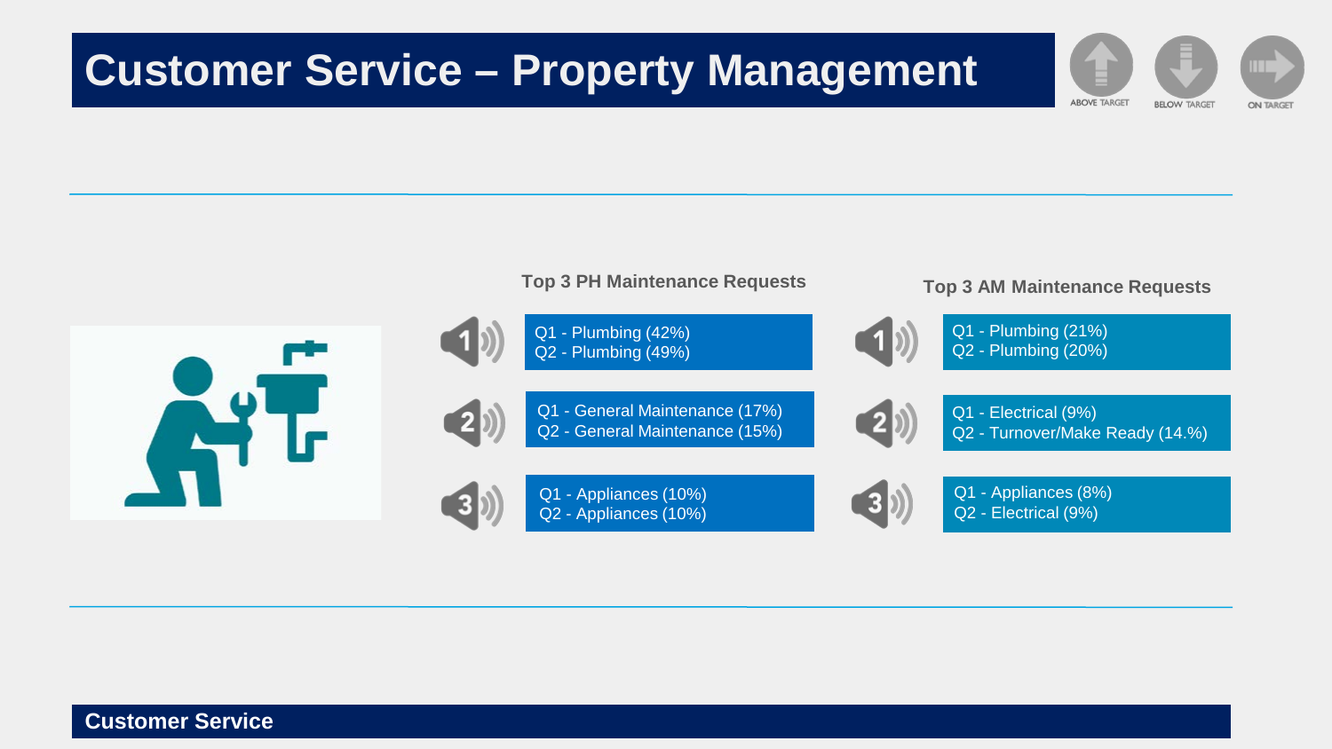# Customer Service – Property Management

ABOVE TARGET | BELOW TARGET | ON TARGET

### Top 3 PH Maintenance Requests

1. Q1 - Plumbing (42%)
   Q2 - Plumbing (49%)
2. Q1 - General Maintenance (17%)
   Q2 - General Maintenance (15%)
3. Q1 - Appliances (10%)
   Q2 - Appliances (10%)

### Top 3 AM Maintenance Requests

1. Q1 - Plumbing (21%)
   Q2 - Plumbing (20%)
2. Q1 - Electrical (9%)
   Q2 - Turnover/Make Ready (14.%)
3. Q1 - Appliances (8%)
   Q2 - Electrical (9%)

**Customer Service**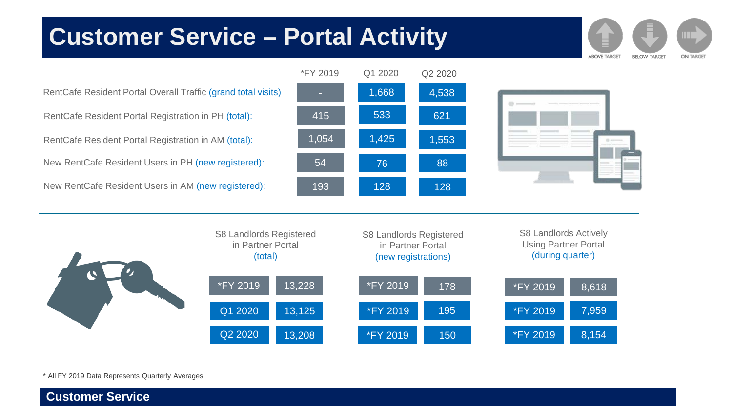# Customer Service – Portal Activity

ABOVE TARGET | BELOW TARGET | ON TARGET

| | *FY 2019 | Q1 2020 | Q2 2020 |
|---|---|---|---|
| RentCafe Resident Portal Overall Traffic (grand total visits) | - | 1,668 | 4,538 |
| RentCafe Resident Portal Registration in PH (total): | 415 | 533 | 621 |
| RentCafe Resident Portal Registration in AM (total): | 1,054 | 1,425 | 1,553 |
| New RentCafe Resident Users in PH (new registered): | 54 | 76 | 88 |
| New RentCafe Resident Users in AM (new registered): | 193 | 128 | 128 |

**S8 Landlords Registered in Partner Portal (total)**

| Period | Value |
|---|---|
| *FY 2019 | 13,228 |
| Q1 2020 | 13,125 |
| Q2 2020 | 13,208 |

**S8 Landlords Registered in Partner Portal (new registrations)**

| Period | Value |
|---|---|
| *FY 2019 | 178 |
| *FY 2019 | 195 |
| *FY 2019 | 150 |

**S8 Landlords Actively Using Partner Portal (during quarter)**

| Period | Value |
|---|---|
| *FY 2019 | 8,618 |
| *FY 2019 | 7,959 |
| *FY 2019 | 8,154 |

* All FY 2019 Data Represents Quarterly Averages

**Customer Service**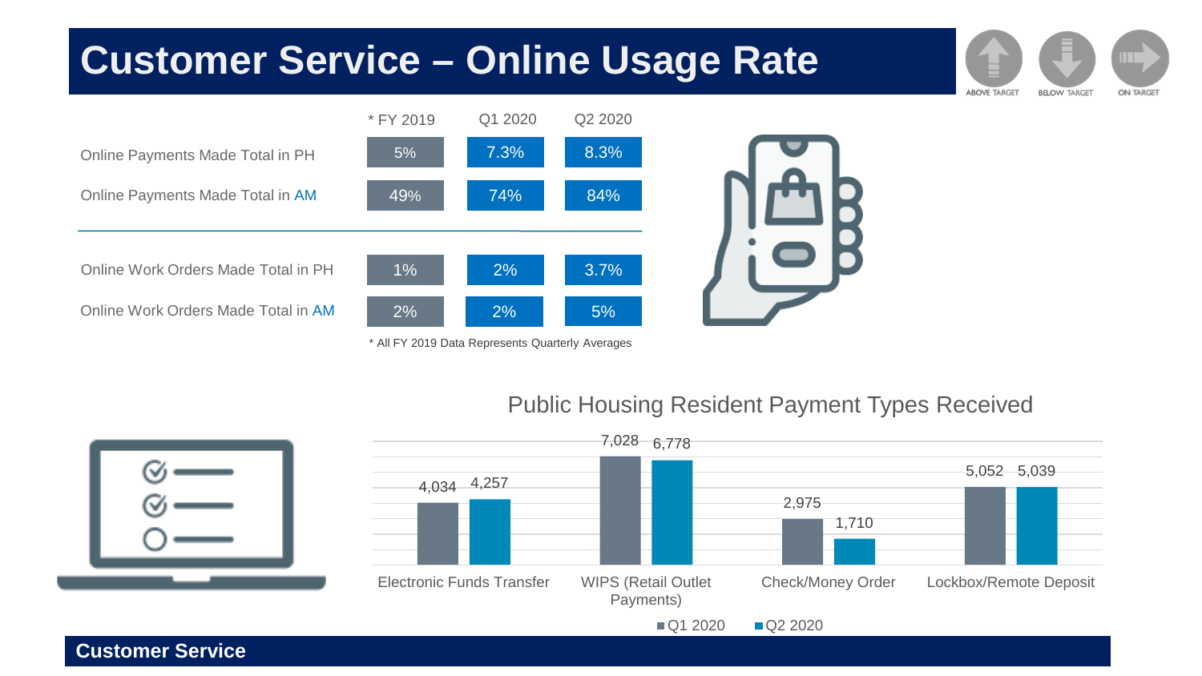# Customer Service – Online Usage Rate

ABOVE TARGET | BELOW TARGET | ON TARGET

| | * FY 2019 | Q1 2020 | Q2 2020 |
|---|---|---|---|
| Online Payments Made Total in PH | 5% | 7.3% | 8.3% |
| Online Payments Made Total in AM | 49% | 74% | 84% |
| Online Work Orders Made Total in PH | 1% | 2% | 3.7% |
| Online Work Orders Made Total in AM | 2% | 2% | 5% |

* All FY 2019 Data Represents Quarterly Averages

## Public Housing Resident Payment Types Received

| | Q1 2020 | Q2 2020 |
|---|---|---|
| Electronic Funds Transfer | 4,034 | 4,257 |
| WIPS (Retail Outlet Payments) | 7,028 | 6,778 |
| Check/Money Order | 2,975 | 1,710 |
| Lockbox/Remote Deposit | 5,052 | 5,039 |

**Customer Service**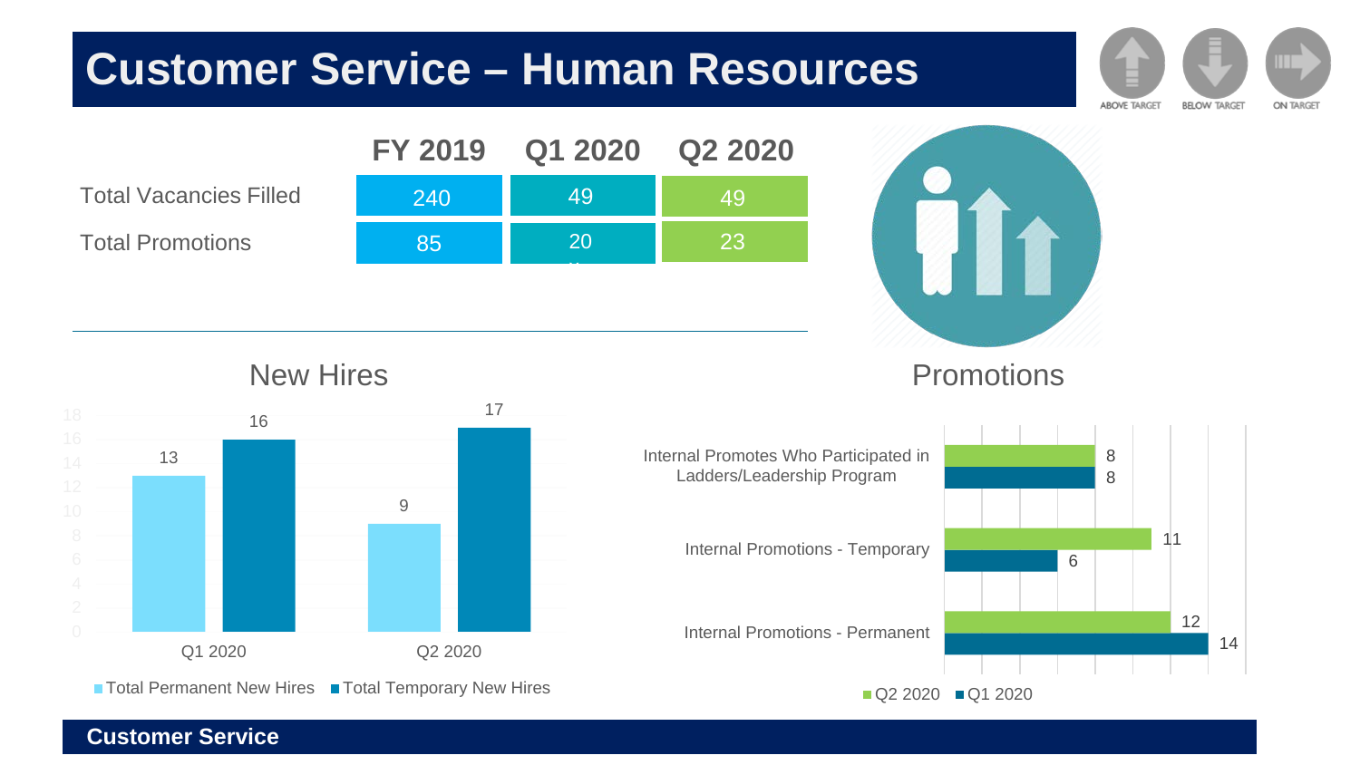# Customer Service – Human Resources

ABOVE TARGET | BELOW TARGET | ON TARGET

| | FY 2019 | Q1 2020 | Q2 2020 |
|---|---|---|---|
| Total Vacancies Filled | 240 | 49 | 49 |
| Total Promotions | 85 | 20 | 23 |

## New Hires

| | Total Permanent New Hires | Total Temporary New Hires |
|---|---|---|
| Q1 2020 | 13 | 16 |
| Q2 2020 | 9 | 17 |

## Promotions

| | Q2 2020 | Q1 2020 |
|---|---|---|
| Internal Promotes Who Participated in Ladders/Leadership Program | 8 | 8 |
| Internal Promotions - Temporary | 11 | 6 |
| Internal Promotions - Permanent | 12 | 14 |

**Customer Service**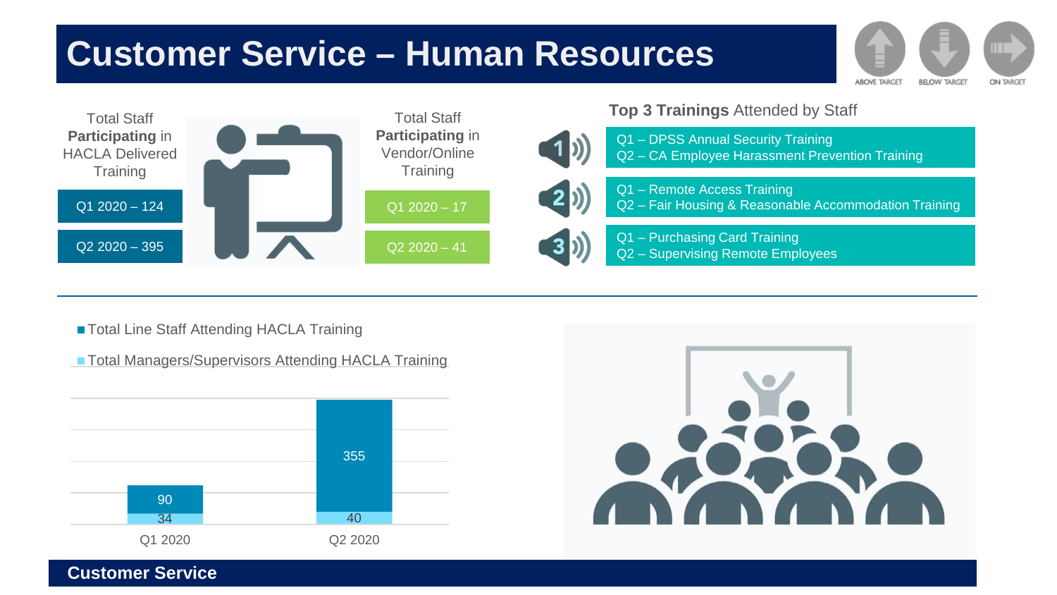# Customer Service – Human Resources

ABOVE TARGET | BELOW TARGET | ON TARGET

**Total Staff Participating in HACLA Delivered Training**

- Q1 2020 – 124
- Q2 2020 – 395

**Total Staff Participating in Vendor/Online Training**

- Q1 2020 – 17
- Q2 2020 – 41

## Top 3 Trainings Attended by Staff

1. Q1 – DPSS Annual Security Training
   Q2 – CA Employee Harassment Prevention Training
2. Q1 – Remote Access Training
   Q2 – Fair Housing & Reasonable Accommodation Training
3. Q1 – Purchasing Card Training
   Q2 – Supervising Remote Employees

| | Q1 2020 | Q2 2020 |
|---|---|---|
| Total Line Staff Attending HACLA Training | 90 | 355 |
| Total Managers/Supervisors Attending HACLA Training | 34 | 40 |

Customer Service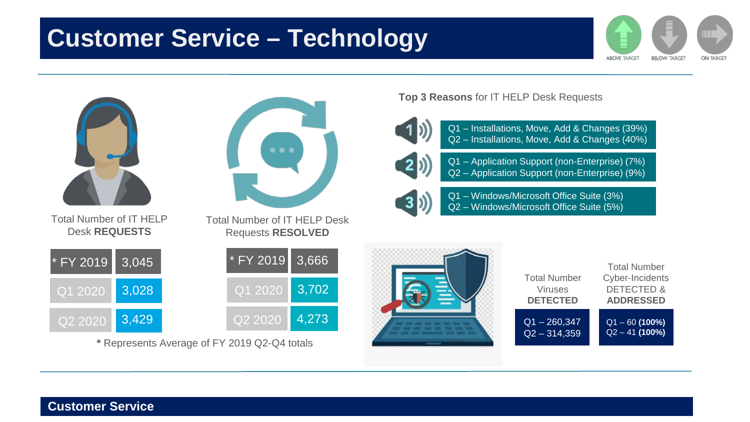# Customer Service – Technology

ABOVE TARGET | BELOW TARGET | ON TARGET

Total Number of IT HELP Desk **REQUESTS**

| | |
|---|---|
| * FY 2019 | 3,045 |
| Q1 2020 | 3,028 |
| Q2 2020 | 3,429 |

Total Number of IT HELP Desk Requests **RESOLVED**

| | |
|---|---|
| * FY 2019 | 3,666 |
| Q1 2020 | 3,702 |
| Q2 2020 | 4,273 |

**\*** Represents Average of FY 2019 Q2-Q4 totals

**Top 3 Reasons** for IT HELP Desk Requests

1. Q1 – Installations, Move, Add & Changes (39%)
   Q2 – Installations, Move, Add & Changes (40%)
2. Q1 – Application Support (non-Enterprise) (7%)
   Q2 – Application Support (non-Enterprise) (9%)
3. Q1 – Windows/Microsoft Office Suite (3%)
   Q2 – Windows/Microsoft Office Suite (5%)

| Total Number Viruses **DETECTED** | Total Number Cyber-Incidents DETECTED & **ADDRESSED** |
|---|---|
| Q1 – 260,347<br>Q2 – 314,359 | Q1 – 60 **(100%)**<br>Q2 – 41 **(100%)** |

## Customer Service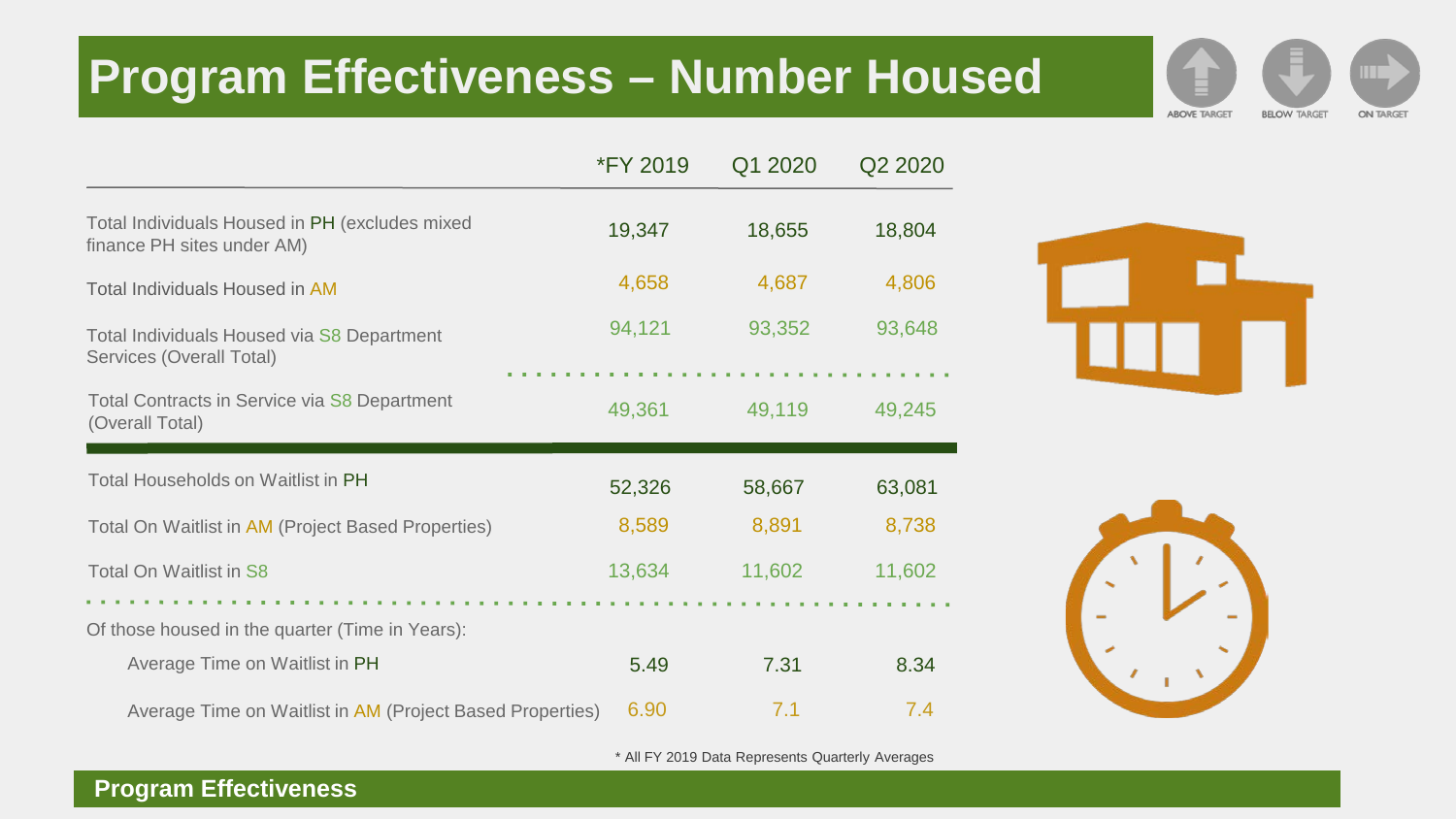# Program Effectiveness – Number Housed

ABOVE TARGET | BELOW TARGET | ON TARGET

| | *FY 2019 | Q1 2020 | Q2 2020 |
|---|---|---|---|
| Total Individuals Housed in PH (excludes mixed finance PH sites under AM) | 19,347 | 18,655 | 18,804 |
| Total Individuals Housed in AM | 4,658 | 4,687 | 4,806 |
| Total Individuals Housed via S8 Department Services (Overall Total) | 94,121 | 93,352 | 93,648 |
| Total Contracts in Service via S8 Department (Overall Total) | 49,361 | 49,119 | 49,245 |
| Total Households on Waitlist in PH | 52,326 | 58,667 | 63,081 |
| Total On Waitlist in AM (Project Based Properties) | 8,589 | 8,891 | 8,738 |
| Total On Waitlist in S8 | 13,634 | 11,602 | 11,602 |
| Of those housed in the quarter (Time in Years): | | | |
| Average Time on Waitlist in PH | 5.49 | 7.31 | 8.34 |
| Average Time on Waitlist in AM (Project Based Properties) | 6.90 | 7.1 | 7.4 |

* All FY 2019 Data Represents Quarterly Averages

**Program Effectiveness**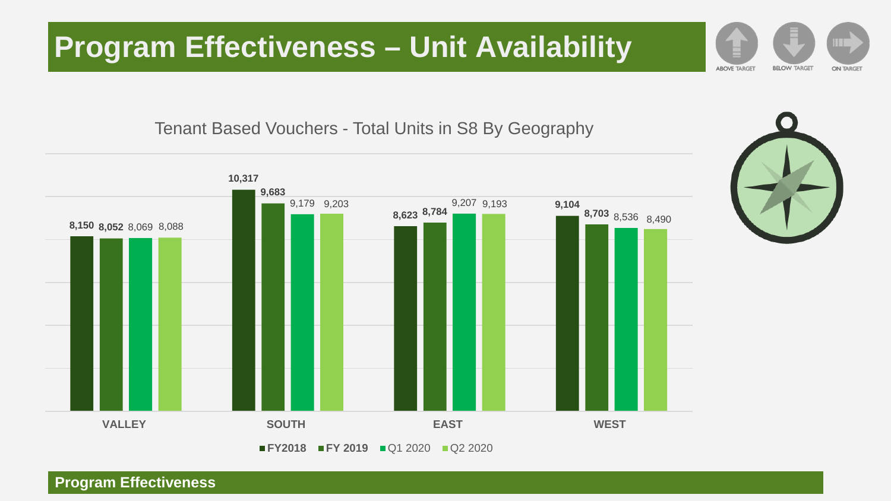# Program Effectiveness – Unit Availability

ABOVE TARGET | BELOW TARGET | ON TARGET

## Tenant Based Vouchers - Total Units in S8 By Geography

| | FY2018 | FY 2019 | Q1 2020 | Q2 2020 |
|---|---|---|---|---|
| VALLEY | 8,150 | 8,052 | 8,069 | 8,088 |
| SOUTH | 10,317 | 9,683 | 9,179 | 9,203 |
| EAST | 8,623 | 8,784 | 9,207 | 9,193 |
| WEST | 9,104 | 8,703 | 8,536 | 8,490 |

**Program Effectiveness**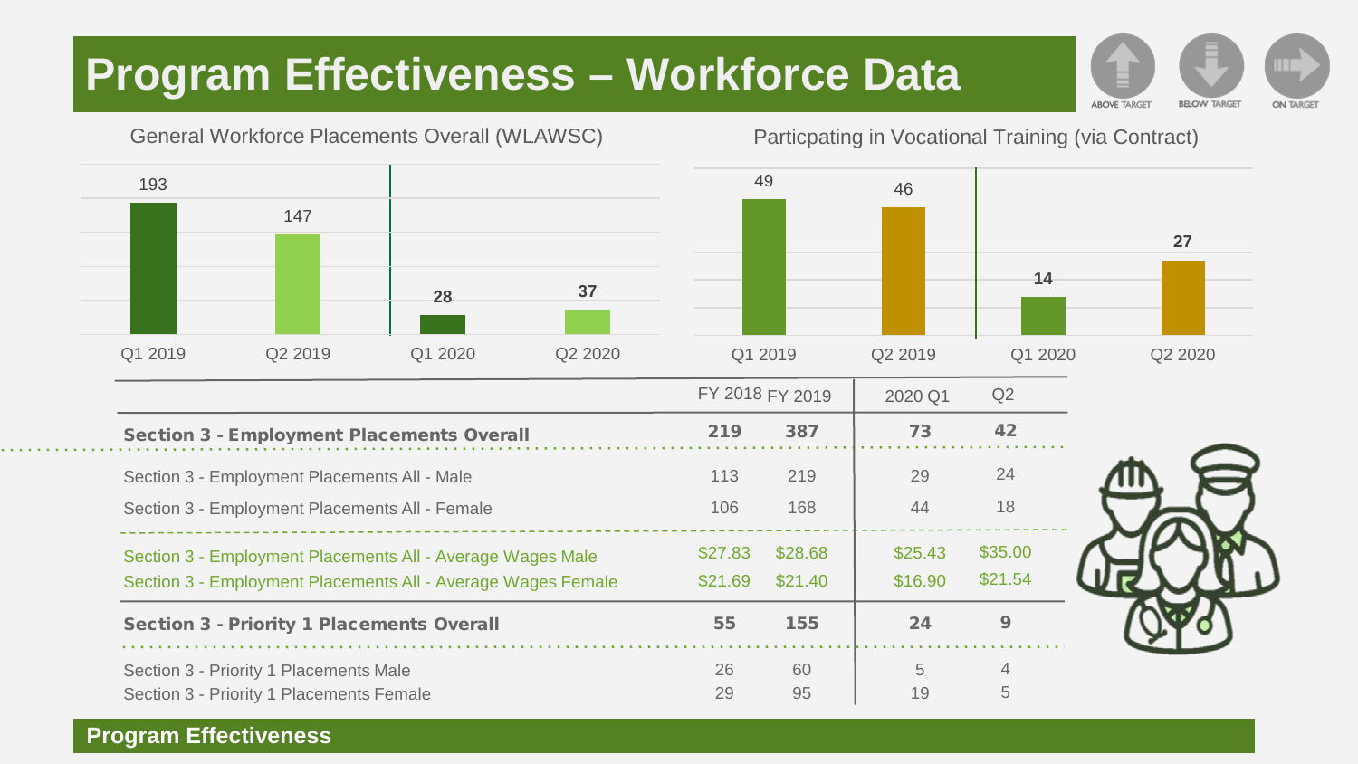# Program Effectiveness – Workforce Data

ABOVE TARGET | BELOW TARGET | ON TARGET

**General Workforce Placements Overall (WLAWSC)**

| Q1 2019 | Q2 2019 | Q1 2020 | Q2 2020 |
|---|---|---|---|
| 193 | 147 | 28 | 37 |

**Particpating in Vocational Training (via Contract)**

| Q1 2019 | Q2 2019 | Q1 2020 | Q2 2020 |
|---|---|---|---|
| 49 | 46 | 14 | 27 |

| | FY 2018 | FY 2019 | 2020 Q1 | Q2 |
|---|---|---|---|---|
| **Section 3 - Employment Placements Overall** | **219** | **387** | **73** | **42** |
| Section 3 - Employment Placements All - Male | 113 | 219 | 29 | 24 |
| Section 3 - Employment Placements All - Female | 106 | 168 | 44 | 18 |
| Section 3 - Employment Placements All - Average Wages Male | $27.83 | $28.68 | $25.43 | $35.00 |
| Section 3 - Employment Placements All - Average Wages Female | $21.69 | $21.40 | $16.90 | $21.54 |
| **Section 3 - Priority 1 Placements Overall** | **55** | **155** | **24** | **9** |
| Section 3 - Priority 1 Placements Male | 26 | 60 | 5 | 4 |
| Section 3 - Priority 1 Placements Female | 29 | 95 | 19 | 5 |

**Program Effectiveness**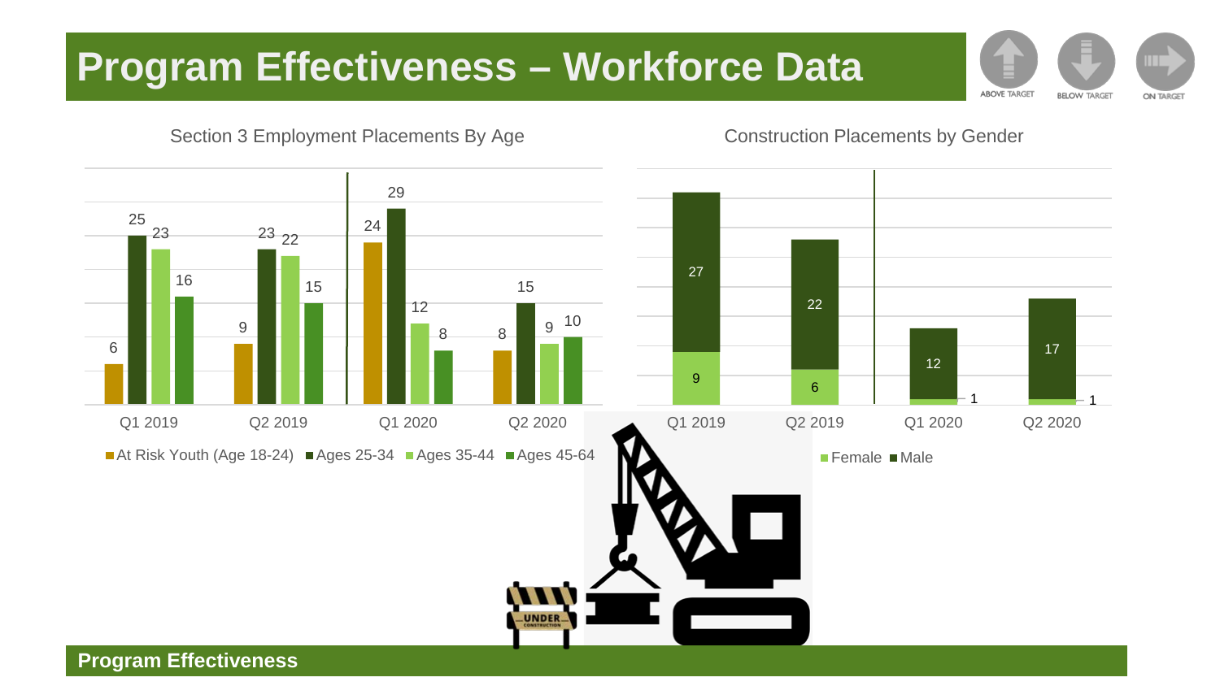# Program Effectiveness – Workforce Data

ABOVE TARGET | BELOW TARGET | ON TARGET

## Section 3 Employment Placements By Age

| | At Risk Youth (Age 18-24) | Ages 25-34 | Ages 35-44 | Ages 45-64 |
|---|---|---|---|---|
| Q1 2019 | 6 | 25 | 23 | 16 |
| Q2 2019 | 9 | 23 | 22 | 15 |
| Q1 2020 | 24 | 29 | 12 | 8 |
| Q2 2020 | 8 | 15 | 9 | 10 |

## Construction Placements by Gender

| | Female | Male |
|---|---|---|
| Q1 2019 | 9 | 27 |
| Q2 2019 | 6 | 22 |
| Q1 2020 | 1 | 12 |
| Q2 2020 | 1 | 17 |

UNDER CONSTRUCTION

**Program Effectiveness**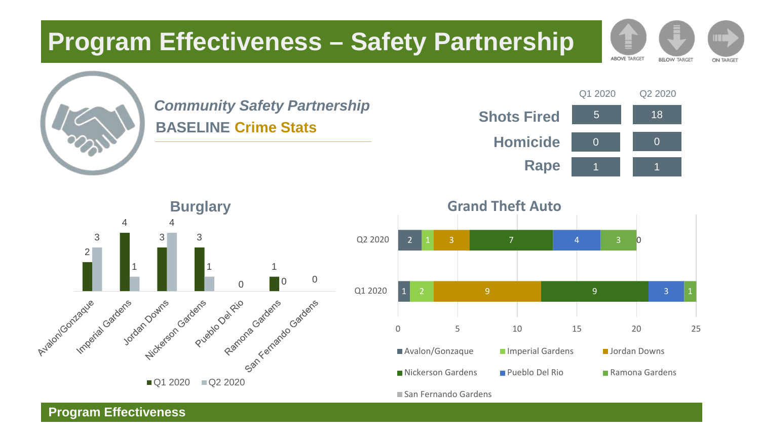# Program Effectiveness – Safety Partnership

ABOVE TARGET | BELOW TARGET | ON TARGET

*Community Safety Partnership*

**BASELINE Crime Stats**

| | Q1 2020 | Q2 2020 |
|---|---|---|
| Shots Fired | 5 | 18 |
| Homicide | 0 | 0 |
| Rape | 1 | 1 |

## Burglary

| | Q1 2020 | Q2 2020 |
|---|---|---|
| Avalon/Gonzaque | 2 | 3 |
| Imperial Gardens | 4 | 1 |
| Jordan Downs | 3 | 4 |
| Nickerson Gardens | 3 | 1 |
| Pueblo Del Rio | | 0 |
| Ramona Gardens | 1 | 0 |
| San Fernando Gardens | | 0 |

## Grand Theft Auto

| | Avalon/Gonzaque | Imperial Gardens | Jordan Downs | Nickerson Gardens | Pueblo Del Rio | Ramona Gardens | San Fernando Gardens |
|---|---|---|---|---|---|---|---|
| Q2 2020 | 2 | 1 | 3 | 7 | 4 | 3 | 0 |
| Q1 2020 | 1 | 2 | 9 | 9 | 3 | 1 | |

**Program Effectiveness**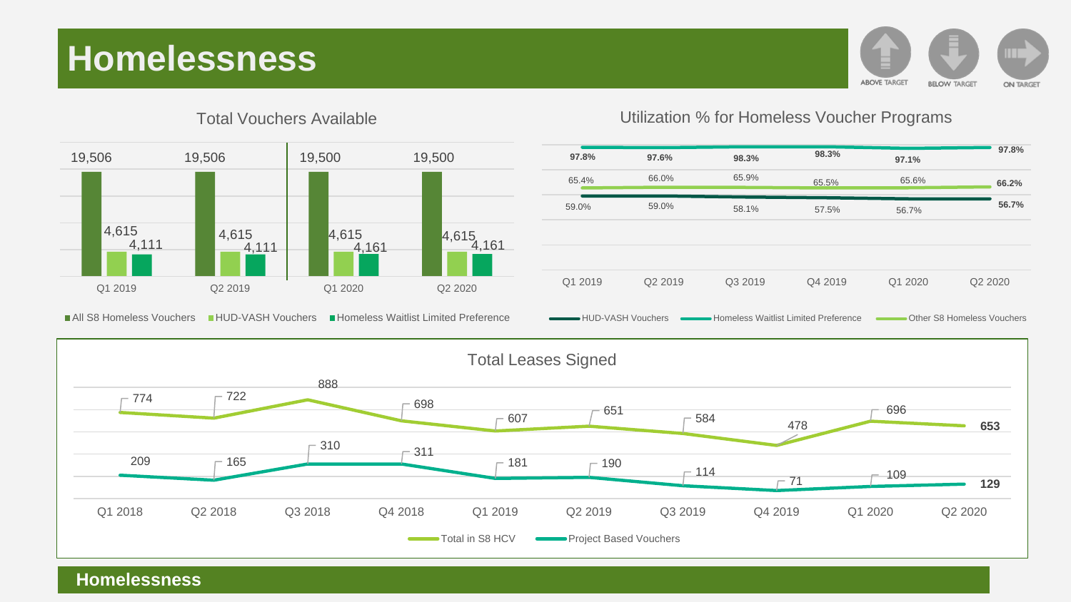# Homelessness

ABOVE TARGET | BELOW TARGET | ON TARGET

## Total Vouchers Available

| | All S8 Homeless Vouchers | HUD-VASH Vouchers | Homeless Waitlist Limited Preference |
|---|---|---|---|
| Q1 2019 | 19,506 | 4,615 | 4,111 |
| Q2 2019 | 19,506 | 4,615 | 4,111 |
| Q1 2020 | 19,500 | 4,615 | 4,161 |
| Q2 2020 | 19,500 | 4,615 | 4,161 |

## Utilization % for Homeless Voucher Programs

| | Q1 2019 | Q2 2019 | Q3 2019 | Q4 2019 | Q1 2020 | Q2 2020 |
|---|---|---|---|---|---|---|
| Homeless Waitlist Limited Preference | 97.8% | 97.6% | 98.3% | 98.3% | 97.1% | 97.8% |
| Other S8 Homeless Vouchers | 65.4% | 66.0% | 65.9% | 65.5% | 65.6% | 66.2% |
| HUD-VASH Vouchers | 59.0% | 59.0% | 58.1% | 57.5% | 56.7% | 56.7% |

## Total Leases Signed

| | Q1 2018 | Q2 2018 | Q3 2018 | Q4 2018 | Q1 2019 | Q2 2019 | Q3 2019 | Q4 2019 | Q1 2020 | Q2 2020 |
|---|---|---|---|---|---|---|---|---|---|---|
| Total in S8 HCV | 774 | 722 | 888 | 698 | 607 | 651 | 584 | 478 | 696 | 653 |
| Project Based Vouchers | 209 | 165 | 310 | 311 | 181 | 190 | 114 | 71 | 109 | 129 |

**Homelessness**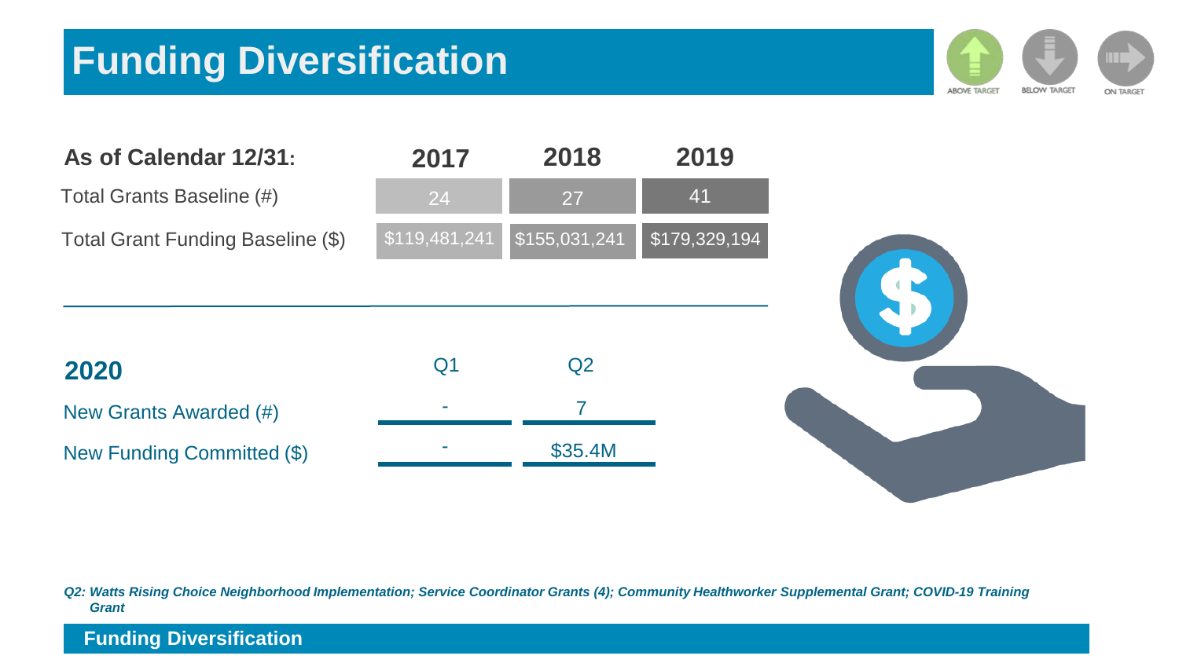# Funding Diversification

ABOVE TARGET BELOW TARGET ON TARGET

| As of Calendar 12/31: | 2017 | 2018 | 2019 |
| --- | --- | --- | --- |
| Total Grants Baseline (#) | 24 | 27 | 41 |
| Total Grant Funding Baseline ($) | $119,481,241 | $155,031,241 | $179,329,194 |

| 2020 | Q1 | Q2 |
| --- | --- | --- |
| New Grants Awarded (#) | - | 7 |
| New Funding Committed ($) | - | $35.4M |

***Q2: Watts Rising Choice Neighborhood Implementation; Service Coordinator Grants (4); Community Healthworker Supplemental Grant; COVID-19 Training Grant***

**Funding Diversification**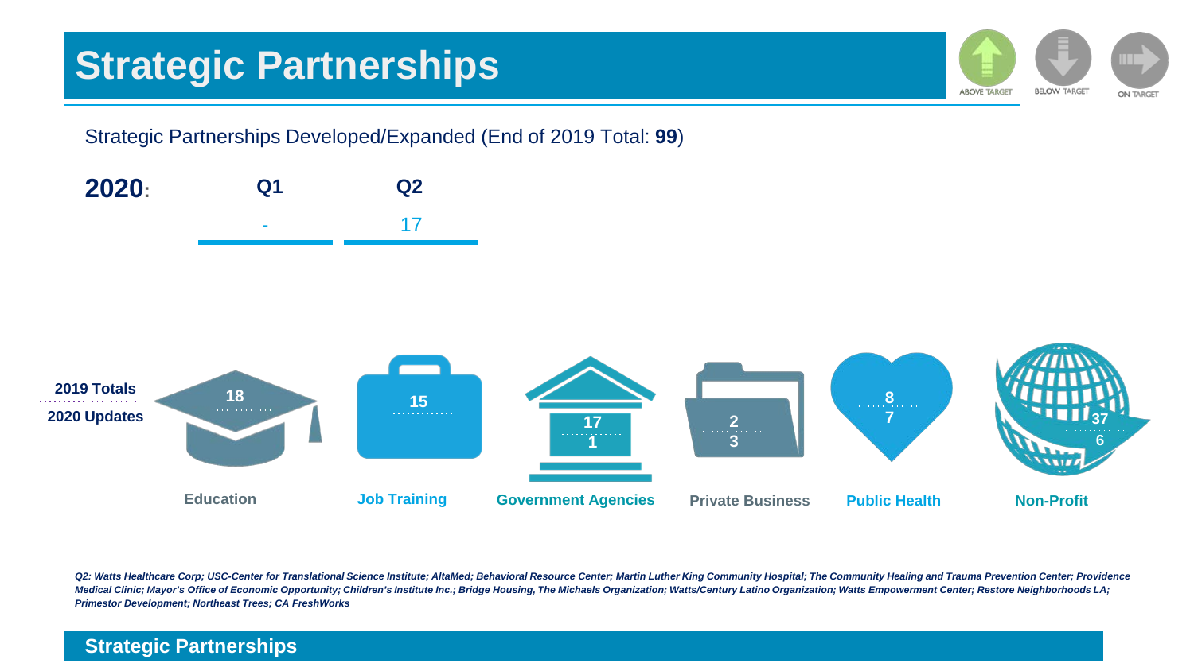# Strategic Partnerships

ABOVE TARGET BELOW TARGET ON TARGET

Strategic Partnerships Developed/Expanded (End of 2019 Total: **99**)

| **2020:** | **Q1** | **Q2** |
| --- | --- | --- |
| | - | 17 |

2019 Totals
2020 Updates

Education
18

Job Training
15

Government Agencies
17
1

Private Business
2
3

Public Health
8
7

Non-Profit
37
6

*Q2: Watts Healthcare Corp; USC-Center for Translational Science Institute; AltaMed; Behavioral Resource Center; Martin Luther King Community Hospital; The Community Healing and Trauma Prevention Center; Providence Medical Clinic; Mayor's Office of Economic Opportunity; Children's Institute Inc.; Bridge Housing, The Michaels Organization; Watts/Century Latino Organization; Watts Empowerment Center; Restore Neighborhoods LA; Primestor Development; Northeast Trees; CA FreshWorks*